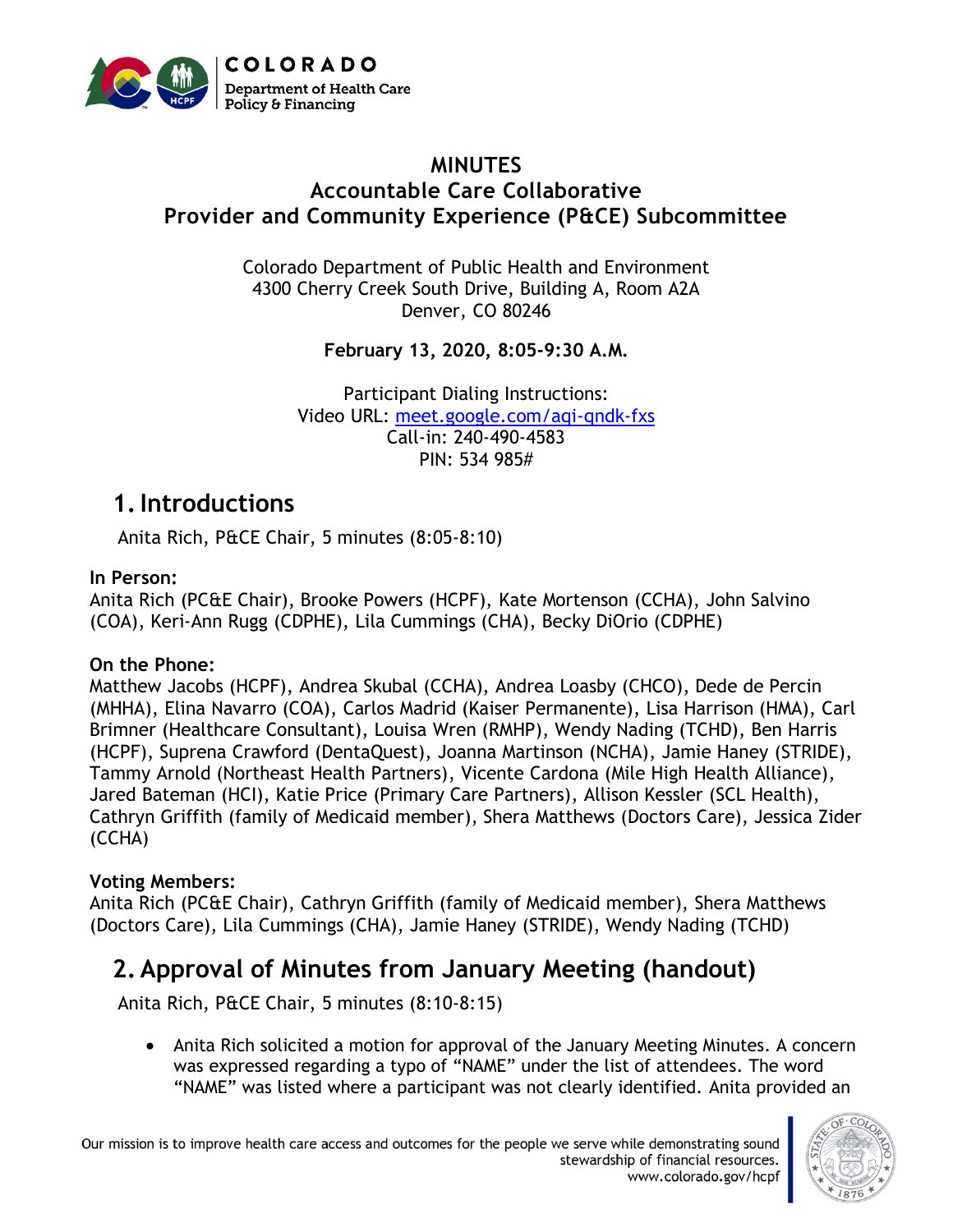# MINUTES
## Accountable Care Collaborative
## Provider and Community Experience (P&CE) Subcommittee

Colorado Department of Public Health and Environment
4300 Cherry Creek South Drive, Building A, Room A2A
Denver, CO 80246

**February 13, 2020, 8:05-9:30 A.M.**

Participant Dialing Instructions:
Video URL: meet.google.com/aqi-qndk-fxs
Call-in: 240-490-4583
PIN: 534 985#

## 1. Introductions

Anita Rich, P&CE Chair, 5 minutes (8:05-8:10)

**In Person:**
Anita Rich (PC&E Chair), Brooke Powers (HCPF), Kate Mortenson (CCHA), John Salvino (COA), Keri-Ann Rugg (CDPHE), Lila Cummings (CHA), Becky DiOrio (CDPHE)

**On the Phone:**
Matthew Jacobs (HCPF), Andrea Skubal (CCHA), Andrea Loasby (CHCO), Dede de Percin (MHHA), Elina Navarro (COA), Carlos Madrid (Kaiser Permanente), Lisa Harrison (HMA), Carl Brimner (Healthcare Consultant), Louisa Wren (RMHP), Wendy Nading (TCHD), Ben Harris (HCPF), Suprena Crawford (DentaQuest), Joanna Martinson (NCHA), Jamie Haney (STRIDE), Tammy Arnold (Northeast Health Partners), Vicente Cardona (Mile High Health Alliance), Jared Bateman (HCI), Katie Price (Primary Care Partners), Allison Kessler (SCL Health), Cathryn Griffith (family of Medicaid member), Shera Matthews (Doctors Care), Jessica Zider (CCHA)

**Voting Members:**
Anita Rich (PC&E Chair), Cathryn Griffith (family of Medicaid member), Shera Matthews (Doctors Care), Lila Cummings (CHA), Jamie Haney (STRIDE), Wendy Nading (TCHD)

## 2. Approval of Minutes from January Meeting (handout)

Anita Rich, P&CE Chair, 5 minutes (8:10-8:15)

- Anita Rich solicited a motion for approval of the January Meeting Minutes. A concern was expressed regarding a typo of "NAME" under the list of attendees. The word "NAME" was listed where a participant was not clearly identified. Anita provided an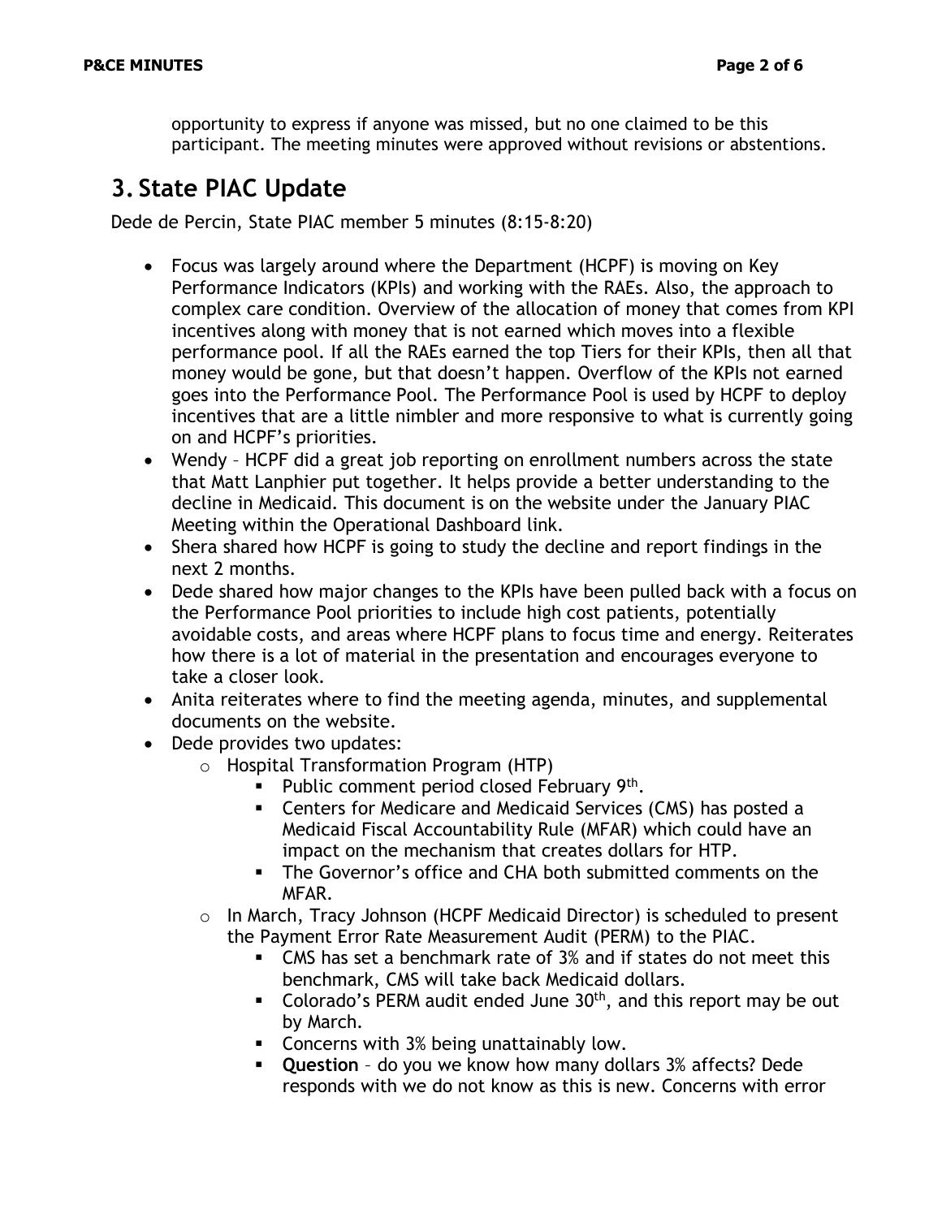opportunity to express if anyone was missed, but no one claimed to be this participant. The meeting minutes were approved without revisions or abstentions.

# 3. State PIAC Update

Dede de Percin, State PIAC member 5 minutes (8:15-8:20)

- Focus was largely around where the Department (HCPF) is moving on Key Performance Indicators (KPIs) and working with the RAEs. Also, the approach to complex care condition. Overview of the allocation of money that comes from KPI incentives along with money that is not earned which moves into a flexible performance pool. If all the RAEs earned the top Tiers for their KPIs, then all that money would be gone, but that doesn't happen. Overflow of the KPIs not earned goes into the Performance Pool. The Performance Pool is used by HCPF to deploy incentives that are a little nimbler and more responsive to what is currently going on and HCPF's priorities.
- Wendy – HCPF did a great job reporting on enrollment numbers across the state that Matt Lanphier put together. It helps provide a better understanding to the decline in Medicaid. This document is on the website under the January PIAC Meeting within the Operational Dashboard link.
- Shera shared how HCPF is going to study the decline and report findings in the next 2 months.
- Dede shared how major changes to the KPIs have been pulled back with a focus on the Performance Pool priorities to include high cost patients, potentially avoidable costs, and areas where HCPF plans to focus time and energy. Reiterates how there is a lot of material in the presentation and encourages everyone to take a closer look.
- Anita reiterates where to find the meeting agenda, minutes, and supplemental documents on the website.
- Dede provides two updates:
  - Hospital Transformation Program (HTP)
    - Public comment period closed February 9th.
    - Centers for Medicare and Medicaid Services (CMS) has posted a Medicaid Fiscal Accountability Rule (MFAR) which could have an impact on the mechanism that creates dollars for HTP.
    - The Governor's office and CHA both submitted comments on the MFAR.
  - In March, Tracy Johnson (HCPF Medicaid Director) is scheduled to present the Payment Error Rate Measurement Audit (PERM) to the PIAC.
    - CMS has set a benchmark rate of 3% and if states do not meet this benchmark, CMS will take back Medicaid dollars.
    - Colorado's PERM audit ended June 30th, and this report may be out by March.
    - Concerns with 3% being unattainably low.
    - **Question** – do you we know how many dollars 3% affects? Dede responds with we do not know as this is new. Concerns with error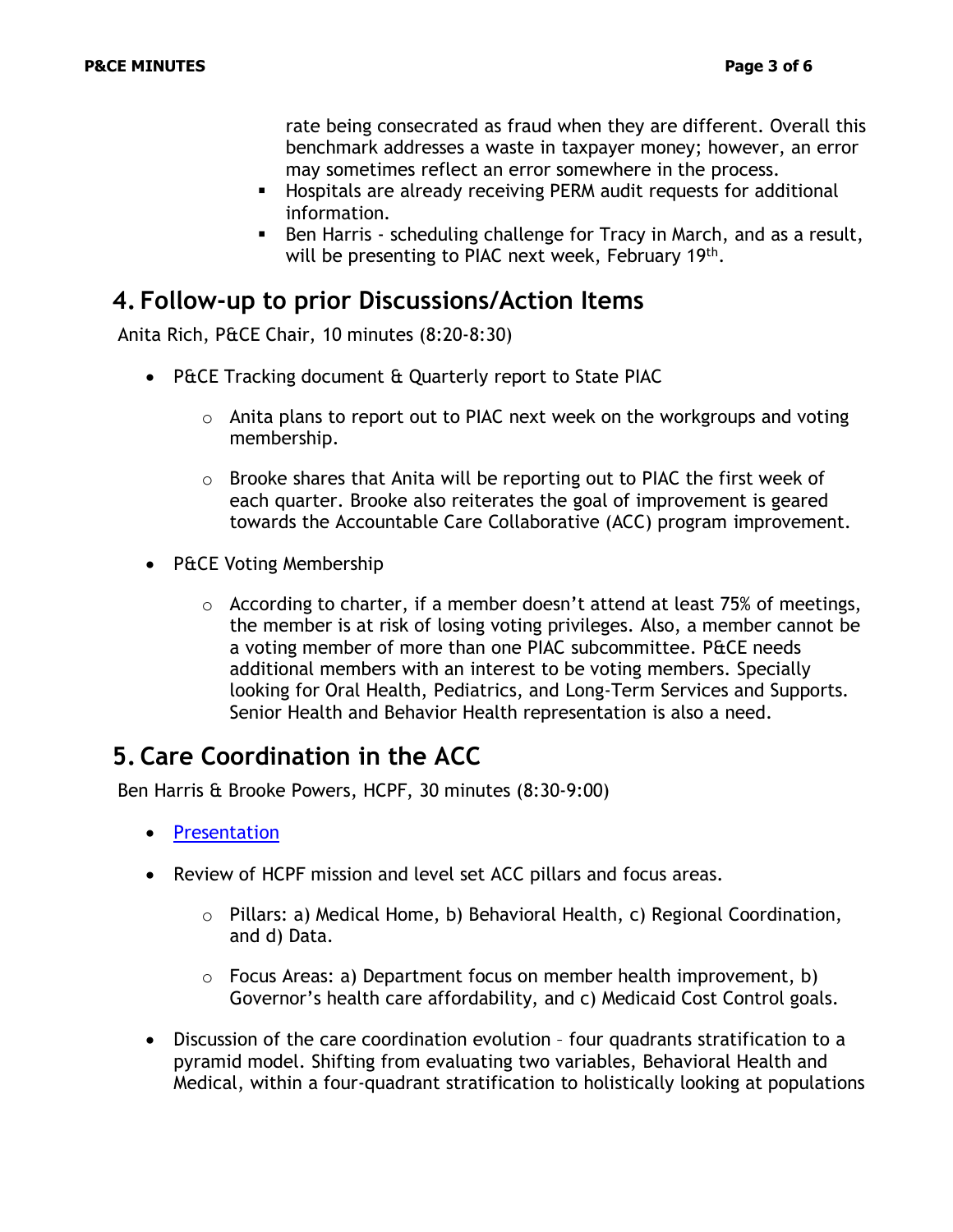rate being consecrated as fraud when they are different. Overall this benchmark addresses a waste in taxpayer money; however, an error may sometimes reflect an error somewhere in the process.
    - Hospitals are already receiving PERM audit requests for additional information.
    - Ben Harris - scheduling challenge for Tracy in March, and as a result, will be presenting to PIAC next week, February 19th.

## 4. Follow-up to prior Discussions/Action Items

Anita Rich, P&CE Chair, 10 minutes (8:20-8:30)

- P&CE Tracking document & Quarterly report to State PIAC
    - Anita plans to report out to PIAC next week on the workgroups and voting membership.
    - Brooke shares that Anita will be reporting out to PIAC the first week of each quarter. Brooke also reiterates the goal of improvement is geared towards the Accountable Care Collaborative (ACC) program improvement.
- P&CE Voting Membership
    - According to charter, if a member doesn't attend at least 75% of meetings, the member is at risk of losing voting privileges. Also, a member cannot be a voting member of more than one PIAC subcommittee. P&CE needs additional members with an interest to be voting members. Specially looking for Oral Health, Pediatrics, and Long-Term Services and Supports. Senior Health and Behavior Health representation is also a need.

## 5. Care Coordination in the ACC

Ben Harris & Brooke Powers, HCPF, 30 minutes (8:30-9:00)

- Presentation
- Review of HCPF mission and level set ACC pillars and focus areas.
    - Pillars: a) Medical Home, b) Behavioral Health, c) Regional Coordination, and d) Data.
    - Focus Areas: a) Department focus on member health improvement, b) Governor's health care affordability, and c) Medicaid Cost Control goals.
- Discussion of the care coordination evolution – four quadrants stratification to a pyramid model. Shifting from evaluating two variables, Behavioral Health and Medical, within a four-quadrant stratification to holistically looking at populations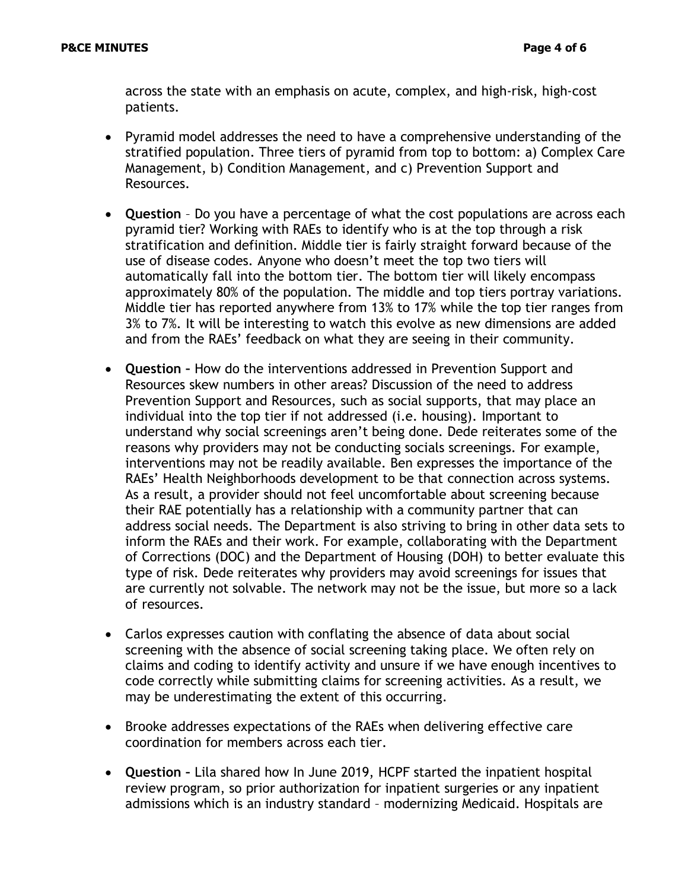across the state with an emphasis on acute, complex, and high-risk, high-cost patients.

- Pyramid model addresses the need to have a comprehensive understanding of the stratified population. Three tiers of pyramid from top to bottom: a) Complex Care Management, b) Condition Management, and c) Prevention Support and Resources.

- **Question** – Do you have a percentage of what the cost populations are across each pyramid tier? Working with RAEs to identify who is at the top through a risk stratification and definition. Middle tier is fairly straight forward because of the use of disease codes. Anyone who doesn't meet the top two tiers will automatically fall into the bottom tier. The bottom tier will likely encompass approximately 80% of the population. The middle and top tiers portray variations. Middle tier has reported anywhere from 13% to 17% while the top tier ranges from 3% to 7%. It will be interesting to watch this evolve as new dimensions are added and from the RAEs' feedback on what they are seeing in their community.

- **Question –** How do the interventions addressed in Prevention Support and Resources skew numbers in other areas? Discussion of the need to address Prevention Support and Resources, such as social supports, that may place an individual into the top tier if not addressed (i.e. housing). Important to understand why social screenings aren't being done. Dede reiterates some of the reasons why providers may not be conducting socials screenings. For example, interventions may not be readily available. Ben expresses the importance of the RAEs' Health Neighborhoods development to be that connection across systems. As a result, a provider should not feel uncomfortable about screening because their RAE potentially has a relationship with a community partner that can address social needs. The Department is also striving to bring in other data sets to inform the RAEs and their work. For example, collaborating with the Department of Corrections (DOC) and the Department of Housing (DOH) to better evaluate this type of risk. Dede reiterates why providers may avoid screenings for issues that are currently not solvable. The network may not be the issue, but more so a lack of resources.

- Carlos expresses caution with conflating the absence of data about social screening with the absence of social screening taking place. We often rely on claims and coding to identify activity and unsure if we have enough incentives to code correctly while submitting claims for screening activities. As a result, we may be underestimating the extent of this occurring.

- Brooke addresses expectations of the RAEs when delivering effective care coordination for members across each tier.

- **Question –** Lila shared how In June 2019, HCPF started the inpatient hospital review program, so prior authorization for inpatient surgeries or any inpatient admissions which is an industry standard – modernizing Medicaid. Hospitals are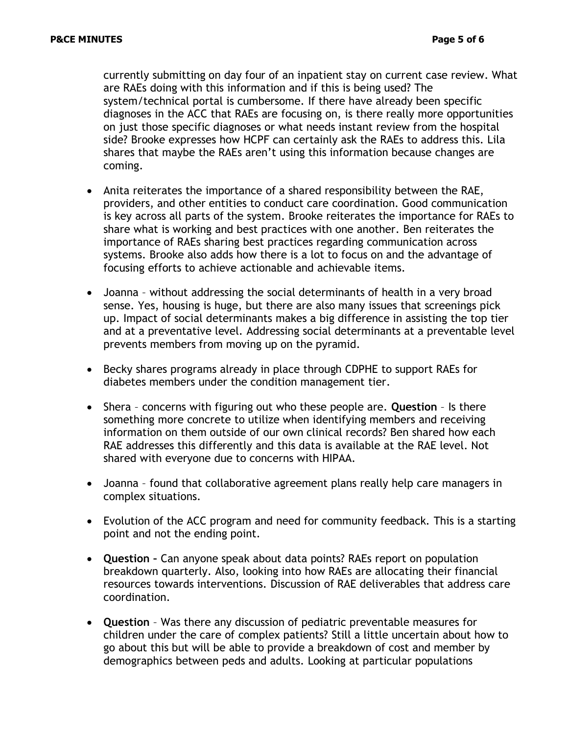currently submitting on day four of an inpatient stay on current case review. What are RAEs doing with this information and if this is being used? The system/technical portal is cumbersome. If there have already been specific diagnoses in the ACC that RAEs are focusing on, is there really more opportunities on just those specific diagnoses or what needs instant review from the hospital side? Brooke expresses how HCPF can certainly ask the RAEs to address this. Lila shares that maybe the RAEs aren't using this information because changes are coming.

- Anita reiterates the importance of a shared responsibility between the RAE, providers, and other entities to conduct care coordination. Good communication is key across all parts of the system. Brooke reiterates the importance for RAEs to share what is working and best practices with one another. Ben reiterates the importance of RAEs sharing best practices regarding communication across systems. Brooke also adds how there is a lot to focus on and the advantage of focusing efforts to achieve actionable and achievable items.

- Joanna – without addressing the social determinants of health in a very broad sense. Yes, housing is huge, but there are also many issues that screenings pick up. Impact of social determinants makes a big difference in assisting the top tier and at a preventative level. Addressing social determinants at a preventable level prevents members from moving up on the pyramid.

- Becky shares programs already in place through CDPHE to support RAEs for diabetes members under the condition management tier.

- Shera – concerns with figuring out who these people are. **Question** – Is there something more concrete to utilize when identifying members and receiving information on them outside of our own clinical records? Ben shared how each RAE addresses this differently and this data is available at the RAE level. Not shared with everyone due to concerns with HIPAA.

- Joanna – found that collaborative agreement plans really help care managers in complex situations.

- Evolution of the ACC program and need for community feedback. This is a starting point and not the ending point.

- **Question –** Can anyone speak about data points? RAEs report on population breakdown quarterly. Also, looking into how RAEs are allocating their financial resources towards interventions. Discussion of RAE deliverables that address care coordination.

- **Question** – Was there any discussion of pediatric preventable measures for children under the care of complex patients? Still a little uncertain about how to go about this but will be able to provide a breakdown of cost and member by demographics between peds and adults. Looking at particular populations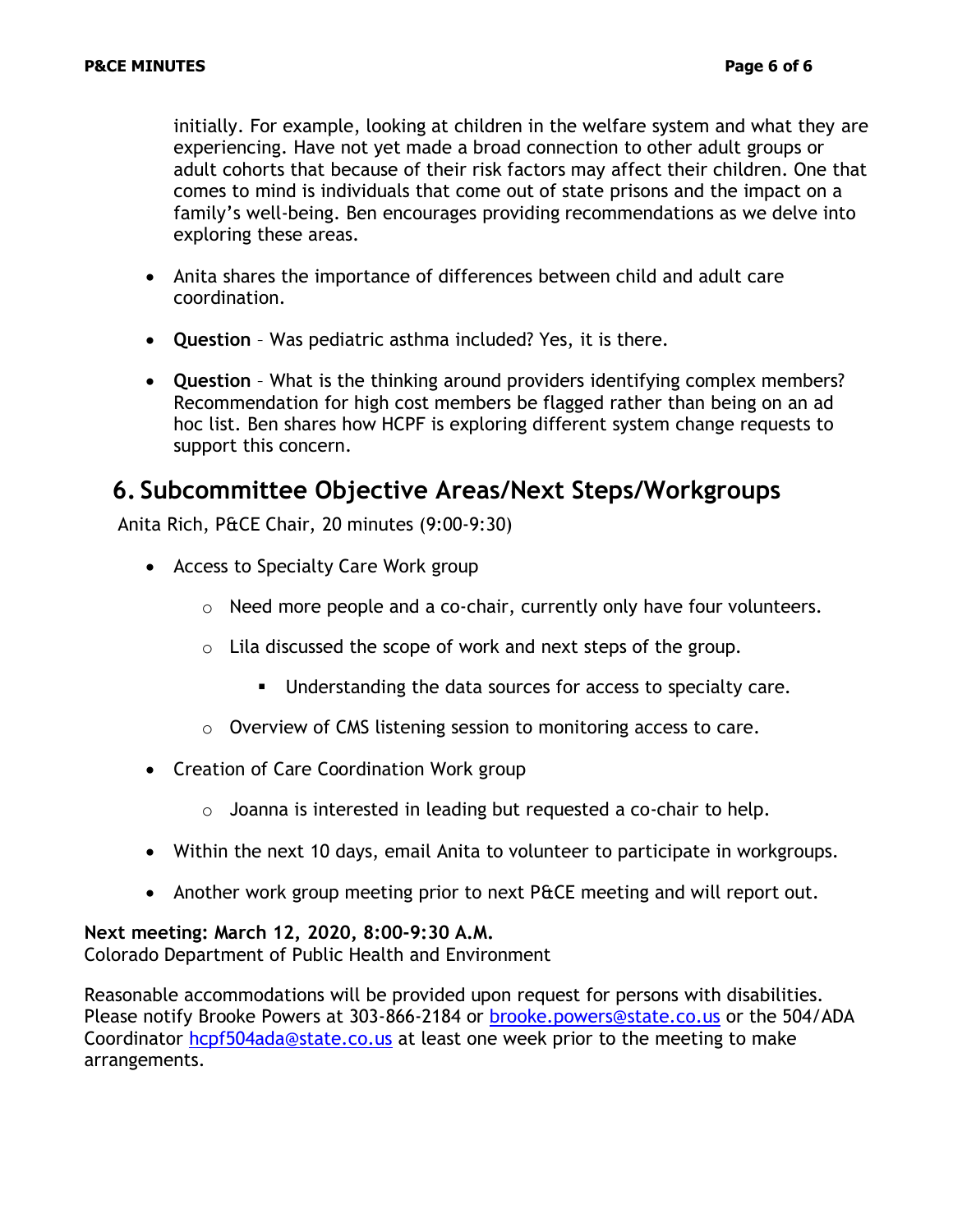initially. For example, looking at children in the welfare system and what they are experiencing. Have not yet made a broad connection to other adult groups or adult cohorts that because of their risk factors may affect their children. One that comes to mind is individuals that come out of state prisons and the impact on a family's well-being. Ben encourages providing recommendations as we delve into exploring these areas.

- Anita shares the importance of differences between child and adult care coordination.
- **Question** – Was pediatric asthma included? Yes, it is there.
- **Question** – What is the thinking around providers identifying complex members? Recommendation for high cost members be flagged rather than being on an ad hoc list. Ben shares how HCPF is exploring different system change requests to support this concern.

## 6. Subcommittee Objective Areas/Next Steps/Workgroups

Anita Rich, P&CE Chair, 20 minutes (9:00-9:30)

- Access to Specialty Care Work group
  - Need more people and a co-chair, currently only have four volunteers.
  - Lila discussed the scope of work and next steps of the group.
    - Understanding the data sources for access to specialty care.
  - Overview of CMS listening session to monitoring access to care.
- Creation of Care Coordination Work group
  - Joanna is interested in leading but requested a co-chair to help.
- Within the next 10 days, email Anita to volunteer to participate in workgroups.
- Another work group meeting prior to next P&CE meeting and will report out.

**Next meeting: March 12, 2020, 8:00-9:30 A.M.**
Colorado Department of Public Health and Environment

Reasonable accommodations will be provided upon request for persons with disabilities. Please notify Brooke Powers at 303-866-2184 or brooke.powers@state.co.us or the 504/ADA Coordinator hcpf504ada@state.co.us at least one week prior to the meeting to make arrangements.